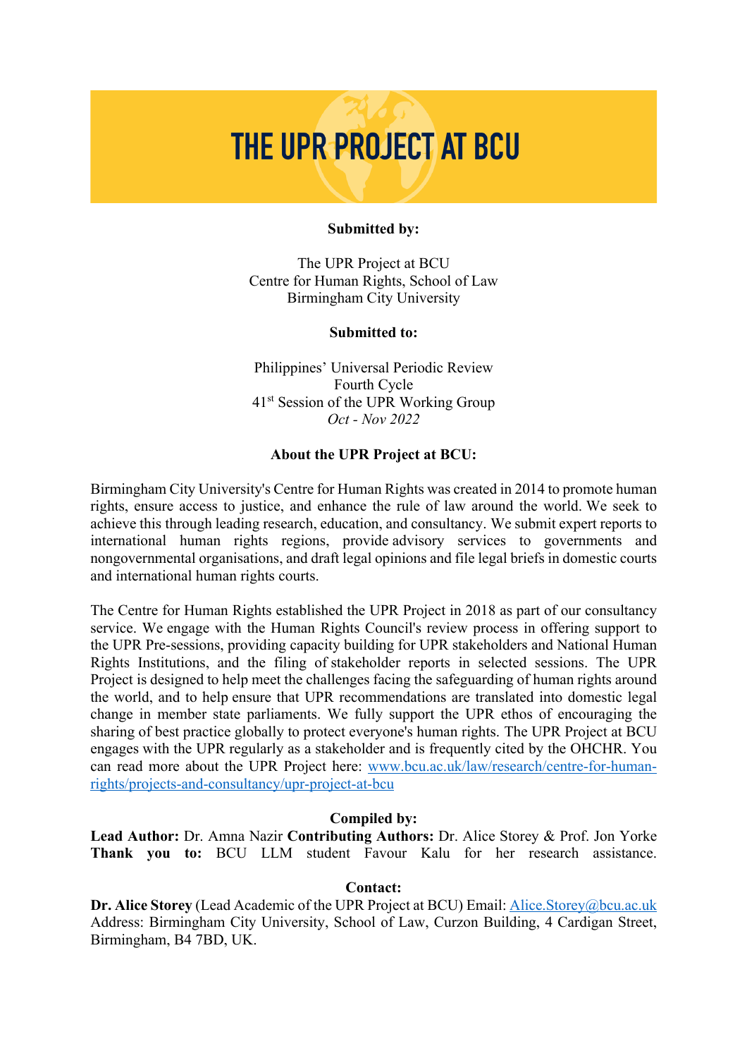# THE UPR PROJECT AT BCU

**Submitted by:**

The UPR Project at BCU
Centre for Human Rights, School of Law
Birmingham City University

**Submitted to:**

Philippines' Universal Periodic Review
Fourth Cycle
41st Session of the UPR Working Group
*Oct - Nov 2022*

**About the UPR Project at BCU:**

Birmingham City University's Centre for Human Rights was created in 2014 to promote human rights, ensure access to justice, and enhance the rule of law around the world. We seek to achieve this through leading research, education, and consultancy. We submit expert reports to international human rights regions, provide advisory services to governments and nongovernmental organisations, and draft legal opinions and file legal briefs in domestic courts and international human rights courts.

The Centre for Human Rights established the UPR Project in 2018 as part of our consultancy service. We engage with the Human Rights Council's review process in offering support to the UPR Pre-sessions, providing capacity building for UPR stakeholders and National Human Rights Institutions, and the filing of stakeholder reports in selected sessions. The UPR Project is designed to help meet the challenges facing the safeguarding of human rights around the world, and to help ensure that UPR recommendations are translated into domestic legal change in member state parliaments. We fully support the UPR ethos of encouraging the sharing of best practice globally to protect everyone's human rights. The UPR Project at BCU engages with the UPR regularly as a stakeholder and is frequently cited by the OHCHR. You can read more about the UPR Project here: www.bcu.ac.uk/law/research/centre-for-human-rights/projects-and-consultancy/upr-project-at-bcu

**Compiled by:**

**Lead Author:** Dr. Amna Nazir **Contributing Authors:** Dr. Alice Storey & Prof. Jon Yorke
**Thank you to:** BCU LLM student Favour Kalu for her research assistance.

**Contact:**

**Dr. Alice Storey** (Lead Academic of the UPR Project at BCU) Email: Alice.Storey@bcu.ac.uk
Address: Birmingham City University, School of Law, Curzon Building, 4 Cardigan Street, Birmingham, B4 7BD, UK.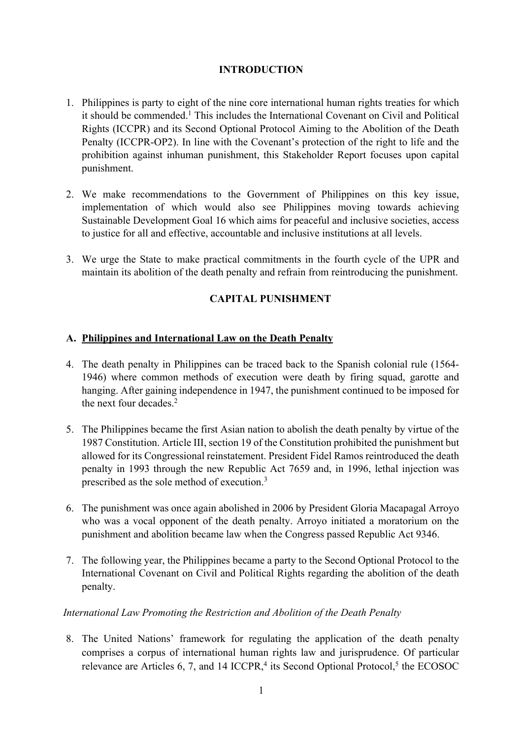## INTRODUCTION

1. Philippines is party to eight of the nine core international human rights treaties for which it should be commended.[1] This includes the International Covenant on Civil and Political Rights (ICCPR) and its Second Optional Protocol Aiming to the Abolition of the Death Penalty (ICCPR-OP2). In line with the Covenant's protection of the right to life and the prohibition against inhuman punishment, this Stakeholder Report focuses upon capital punishment.

2. We make recommendations to the Government of Philippines on this key issue, implementation of which would also see Philippines moving towards achieving Sustainable Development Goal 16 which aims for peaceful and inclusive societies, access to justice for all and effective, accountable and inclusive institutions at all levels.

3. We urge the State to make practical commitments in the fourth cycle of the UPR and maintain its abolition of the death penalty and refrain from reintroducing the punishment.

## CAPITAL PUNISHMENT

### A. Philippines and International Law on the Death Penalty

4. The death penalty in Philippines can be traced back to the Spanish colonial rule (1564-1946) where common methods of execution were death by firing squad, garotte and hanging. After gaining independence in 1947, the punishment continued to be imposed for the next four decades.[2]

5. The Philippines became the first Asian nation to abolish the death penalty by virtue of the 1987 Constitution. Article III, section 19 of the Constitution prohibited the punishment but allowed for its Congressional reinstatement. President Fidel Ramos reintroduced the death penalty in 1993 through the new Republic Act 7659 and, in 1996, lethal injection was prescribed as the sole method of execution.[3]

6. The punishment was once again abolished in 2006 by President Gloria Macapagal Arroyo who was a vocal opponent of the death penalty. Arroyo initiated a moratorium on the punishment and abolition became law when the Congress passed Republic Act 9346.

7. The following year, the Philippines became a party to the Second Optional Protocol to the International Covenant on Civil and Political Rights regarding the abolition of the death penalty.

*International Law Promoting the Restriction and Abolition of the Death Penalty*

8. The United Nations' framework for regulating the application of the death penalty comprises a corpus of international human rights law and jurisprudence. Of particular relevance are Articles 6, 7, and 14 ICCPR,[4] its Second Optional Protocol,[5] the ECOSOC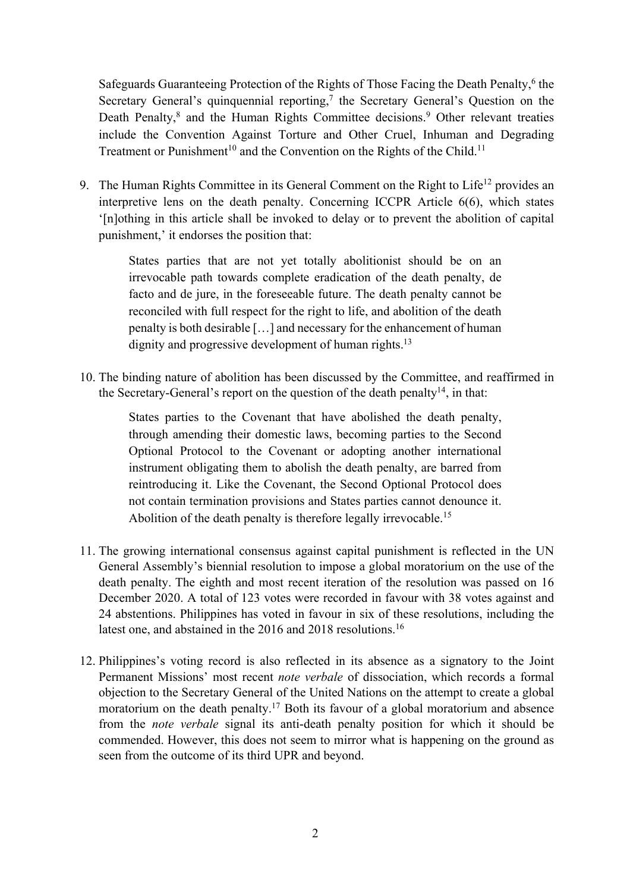Safeguards Guaranteeing Protection of the Rights of Those Facing the Death Penalty,[6] the Secretary General's quinquennial reporting,[7] the Secretary General's Question on the Death Penalty,[8] and the Human Rights Committee decisions.[9] Other relevant treaties include the Convention Against Torture and Other Cruel, Inhuman and Degrading Treatment or Punishment[10] and the Convention on the Rights of the Child.[11]

9. The Human Rights Committee in its General Comment on the Right to Life[12] provides an interpretive lens on the death penalty. Concerning ICCPR Article 6(6), which states '[n]othing in this article shall be invoked to delay or to prevent the abolition of capital punishment,' it endorses the position that:

> States parties that are not yet totally abolitionist should be on an irrevocable path towards complete eradication of the death penalty, de facto and de jure, in the foreseeable future. The death penalty cannot be reconciled with full respect for the right to life, and abolition of the death penalty is both desirable […] and necessary for the enhancement of human dignity and progressive development of human rights.[13]

10. The binding nature of abolition has been discussed by the Committee, and reaffirmed in the Secretary-General's report on the question of the death penalty[14], in that:

> States parties to the Covenant that have abolished the death penalty, through amending their domestic laws, becoming parties to the Second Optional Protocol to the Covenant or adopting another international instrument obligating them to abolish the death penalty, are barred from reintroducing it. Like the Covenant, the Second Optional Protocol does not contain termination provisions and States parties cannot denounce it. Abolition of the death penalty is therefore legally irrevocable.[15]

11. The growing international consensus against capital punishment is reflected in the UN General Assembly's biennial resolution to impose a global moratorium on the use of the death penalty. The eighth and most recent iteration of the resolution was passed on 16 December 2020. A total of 123 votes were recorded in favour with 38 votes against and 24 abstentions. Philippines has voted in favour in six of these resolutions, including the latest one, and abstained in the 2016 and 2018 resolutions.[16]

12. Philippines's voting record is also reflected in its absence as a signatory to the Joint Permanent Missions' most recent *note verbale* of dissociation, which records a formal objection to the Secretary General of the United Nations on the attempt to create a global moratorium on the death penalty.[17] Both its favour of a global moratorium and absence from the *note verbale* signal its anti-death penalty position for which it should be commended. However, this does not seem to mirror what is happening on the ground as seen from the outcome of its third UPR and beyond.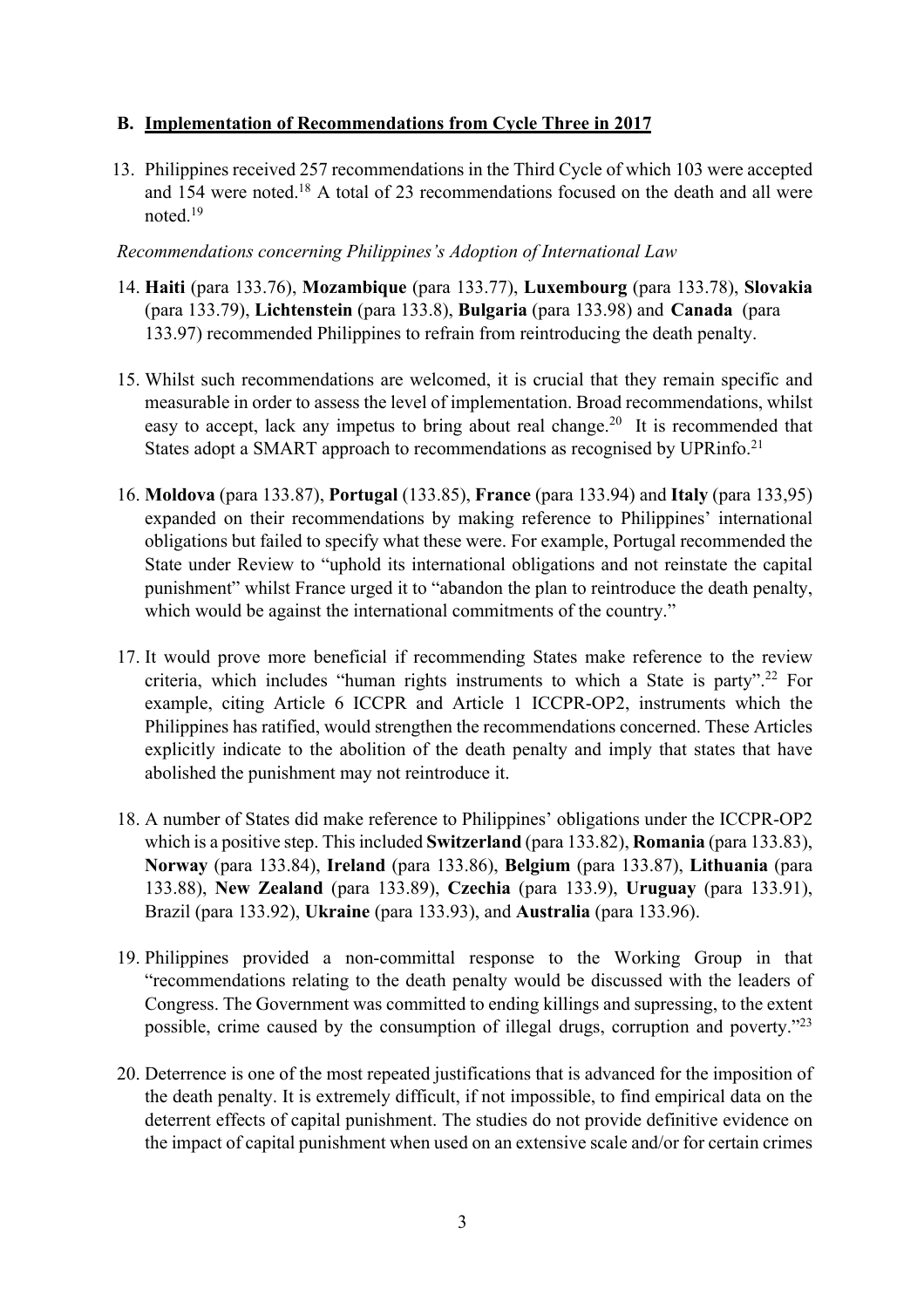## B. Implementation of Recommendations from Cycle Three in 2017

13. Philippines received 257 recommendations in the Third Cycle of which 103 were accepted and 154 were noted.[18] A total of 23 recommendations focused on the death and all were noted.[19]

*Recommendations concerning Philippines's Adoption of International Law*

14. **Haiti** (para 133.76), **Mozambique** (para 133.77), **Luxembourg** (para 133.78), **Slovakia** (para 133.79), **Lichtenstein** (para 133.8), **Bulgaria** (para 133.98) and **Canada** (para 133.97) recommended Philippines to refrain from reintroducing the death penalty.

15. Whilst such recommendations are welcomed, it is crucial that they remain specific and measurable in order to assess the level of implementation. Broad recommendations, whilst easy to accept, lack any impetus to bring about real change.[20] It is recommended that States adopt a SMART approach to recommendations as recognised by UPRinfo.[21]

16. **Moldova** (para 133.87), **Portugal** (133.85), **France** (para 133.94) and **Italy** (para 133,95) expanded on their recommendations by making reference to Philippines' international obligations but failed to specify what these were. For example, Portugal recommended the State under Review to "uphold its international obligations and not reinstate the capital punishment" whilst France urged it to "abandon the plan to reintroduce the death penalty, which would be against the international commitments of the country."

17. It would prove more beneficial if recommending States make reference to the review criteria, which includes "human rights instruments to which a State is party".[22] For example, citing Article 6 ICCPR and Article 1 ICCPR-OP2, instruments which the Philippines has ratified, would strengthen the recommendations concerned. These Articles explicitly indicate to the abolition of the death penalty and imply that states that have abolished the punishment may not reintroduce it.

18. A number of States did make reference to Philippines' obligations under the ICCPR-OP2 which is a positive step. This included **Switzerland** (para 133.82), **Romania** (para 133.83), **Norway** (para 133.84), **Ireland** (para 133.86), **Belgium** (para 133.87), **Lithuania** (para 133.88), **New Zealand** (para 133.89), **Czechia** (para 133.9), **Uruguay** (para 133.91), Brazil (para 133.92), **Ukraine** (para 133.93), and **Australia** (para 133.96).

19. Philippines provided a non-committal response to the Working Group in that "recommendations relating to the death penalty would be discussed with the leaders of Congress. The Government was committed to ending killings and supressing, to the extent possible, crime caused by the consumption of illegal drugs, corruption and poverty."[23]

20. Deterrence is one of the most repeated justifications that is advanced for the imposition of the death penalty. It is extremely difficult, if not impossible, to find empirical data on the deterrent effects of capital punishment. The studies do not provide definitive evidence on the impact of capital punishment when used on an extensive scale and/or for certain crimes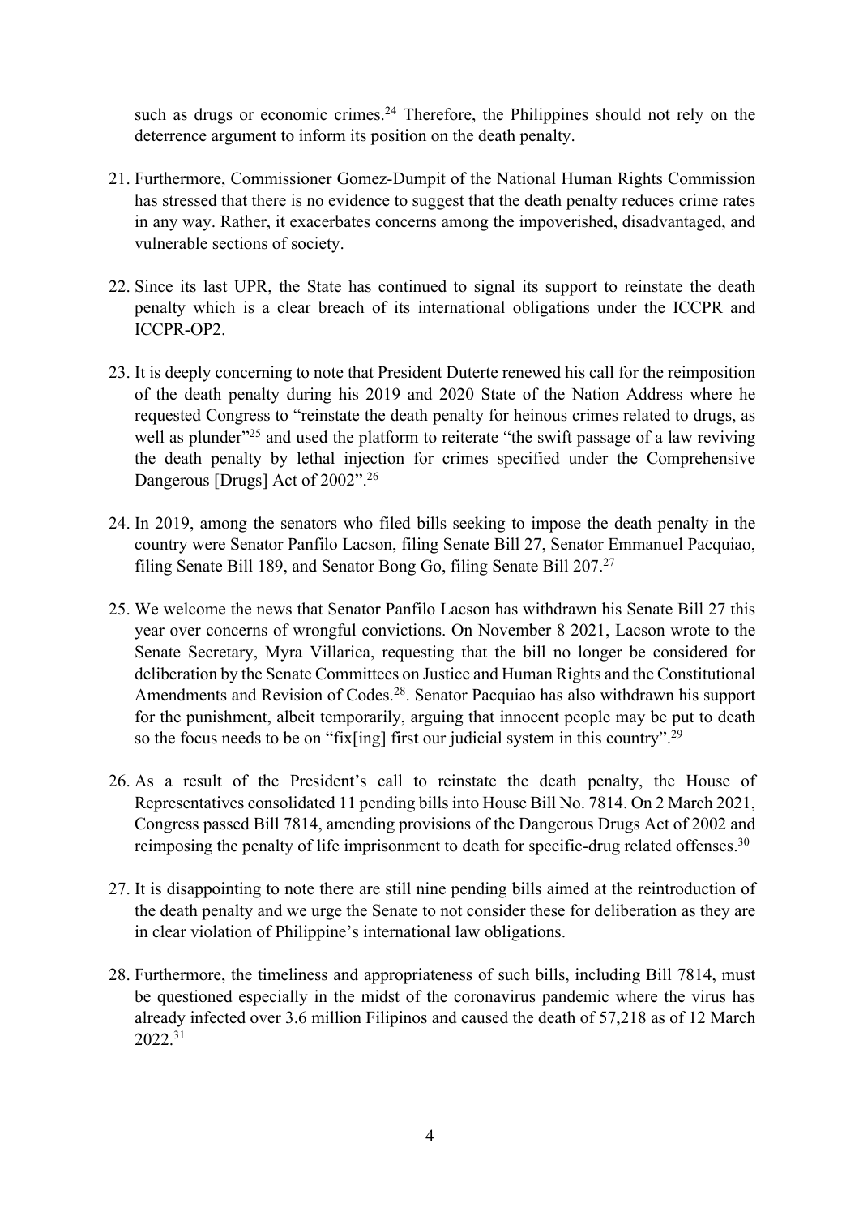such as drugs or economic crimes.[24] Therefore, the Philippines should not rely on the deterrence argument to inform its position on the death penalty.

21. Furthermore, Commissioner Gomez-Dumpit of the National Human Rights Commission has stressed that there is no evidence to suggest that the death penalty reduces crime rates in any way. Rather, it exacerbates concerns among the impoverished, disadvantaged, and vulnerable sections of society.

22. Since its last UPR, the State has continued to signal its support to reinstate the death penalty which is a clear breach of its international obligations under the ICCPR and ICCPR-OP2.

23. It is deeply concerning to note that President Duterte renewed his call for the reimposition of the death penalty during his 2019 and 2020 State of the Nation Address where he requested Congress to "reinstate the death penalty for heinous crimes related to drugs, as well as plunder"[25] and used the platform to reiterate "the swift passage of a law reviving the death penalty by lethal injection for crimes specified under the Comprehensive Dangerous [Drugs] Act of 2002".[26]

24. In 2019, among the senators who filed bills seeking to impose the death penalty in the country were Senator Panfilo Lacson, filing Senate Bill 27, Senator Emmanuel Pacquiao, filing Senate Bill 189, and Senator Bong Go, filing Senate Bill 207.[27]

25. We welcome the news that Senator Panfilo Lacson has withdrawn his Senate Bill 27 this year over concerns of wrongful convictions. On November 8 2021, Lacson wrote to the Senate Secretary, Myra Villarica, requesting that the bill no longer be considered for deliberation by the Senate Committees on Justice and Human Rights and the Constitutional Amendments and Revision of Codes.[28]. Senator Pacquiao has also withdrawn his support for the punishment, albeit temporarily, arguing that innocent people may be put to death so the focus needs to be on "fix[ing] first our judicial system in this country".[29]

26. As a result of the President's call to reinstate the death penalty, the House of Representatives consolidated 11 pending bills into House Bill No. 7814. On 2 March 2021, Congress passed Bill 7814, amending provisions of the Dangerous Drugs Act of 2002 and reimposing the penalty of life imprisonment to death for specific-drug related offenses.[30]

27. It is disappointing to note there are still nine pending bills aimed at the reintroduction of the death penalty and we urge the Senate to not consider these for deliberation as they are in clear violation of Philippine's international law obligations.

28. Furthermore, the timeliness and appropriateness of such bills, including Bill 7814, must be questioned especially in the midst of the coronavirus pandemic where the virus has already infected over 3.6 million Filipinos and caused the death of 57,218 as of 12 March 2022.[31]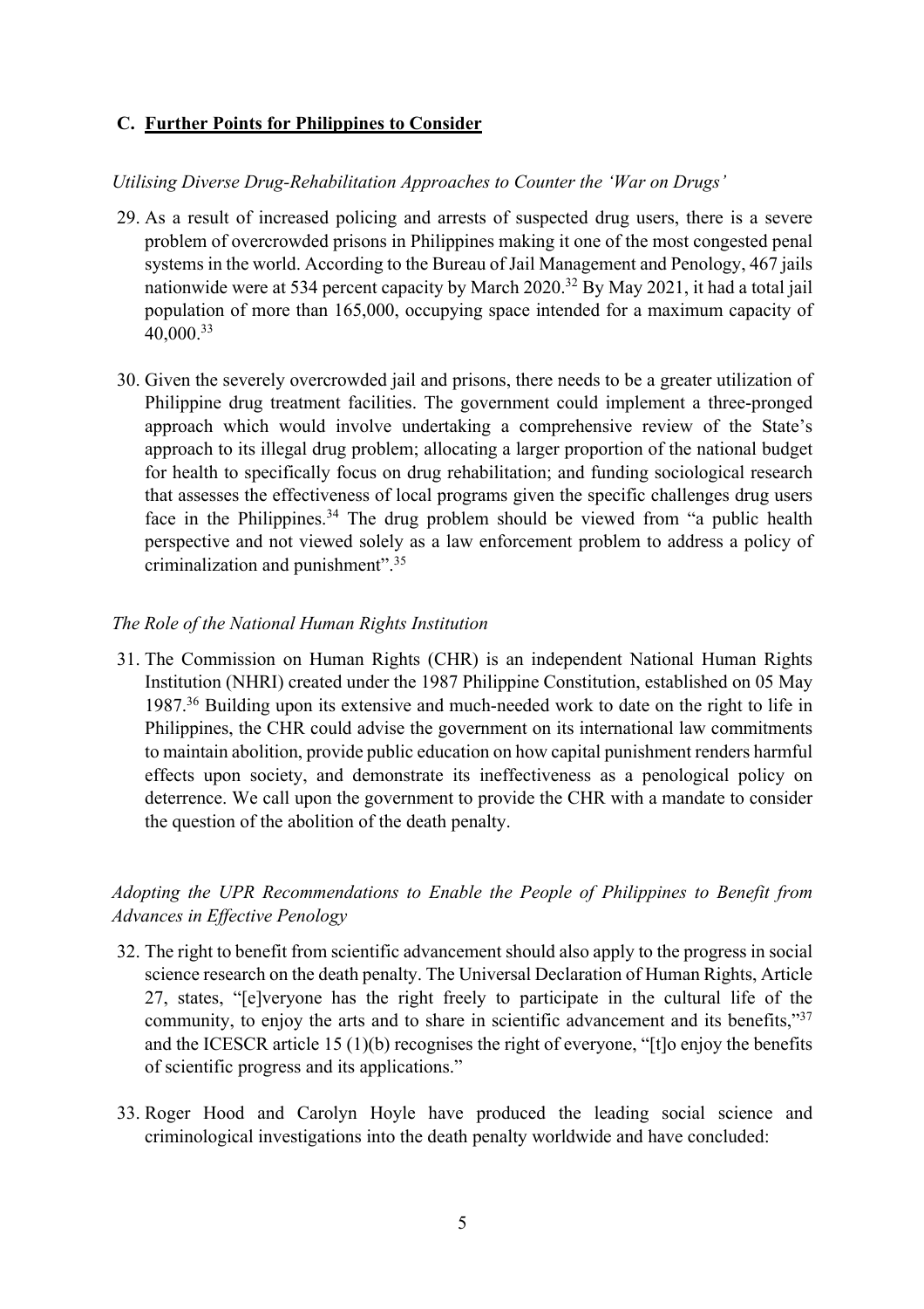## C. **Further Points for Philippines to Consider**

*Utilising Diverse Drug-Rehabilitation Approaches to Counter the 'War on Drugs'*

29. As a result of increased policing and arrests of suspected drug users, there is a severe problem of overcrowded prisons in Philippines making it one of the most congested penal systems in the world. According to the Bureau of Jail Management and Penology, 467 jails nationwide were at 534 percent capacity by March 2020.[32] By May 2021, it had a total jail population of more than 165,000, occupying space intended for a maximum capacity of 40,000.[33]

30. Given the severely overcrowded jail and prisons, there needs to be a greater utilization of Philippine drug treatment facilities. The government could implement a three-pronged approach which would involve undertaking a comprehensive review of the State's approach to its illegal drug problem; allocating a larger proportion of the national budget for health to specifically focus on drug rehabilitation; and funding sociological research that assesses the effectiveness of local programs given the specific challenges drug users face in the Philippines.[34] The drug problem should be viewed from "a public health perspective and not viewed solely as a law enforcement problem to address a policy of criminalization and punishment".[35]

*The Role of the National Human Rights Institution*

31. The Commission on Human Rights (CHR) is an independent National Human Rights Institution (NHRI) created under the 1987 Philippine Constitution, established on 05 May 1987.[36] Building upon its extensive and much-needed work to date on the right to life in Philippines, the CHR could advise the government on its international law commitments to maintain abolition, provide public education on how capital punishment renders harmful effects upon society, and demonstrate its ineffectiveness as a penological policy on deterrence. We call upon the government to provide the CHR with a mandate to consider the question of the abolition of the death penalty.

*Adopting the UPR Recommendations to Enable the People of Philippines to Benefit from Advances in Effective Penology*

32. The right to benefit from scientific advancement should also apply to the progress in social science research on the death penalty. The Universal Declaration of Human Rights, Article 27, states, "[e]veryone has the right freely to participate in the cultural life of the community, to enjoy the arts and to share in scientific advancement and its benefits,"[37] and the ICESCR article 15 (1)(b) recognises the right of everyone, "[t]o enjoy the benefits of scientific progress and its applications."

33. Roger Hood and Carolyn Hoyle have produced the leading social science and criminological investigations into the death penalty worldwide and have concluded: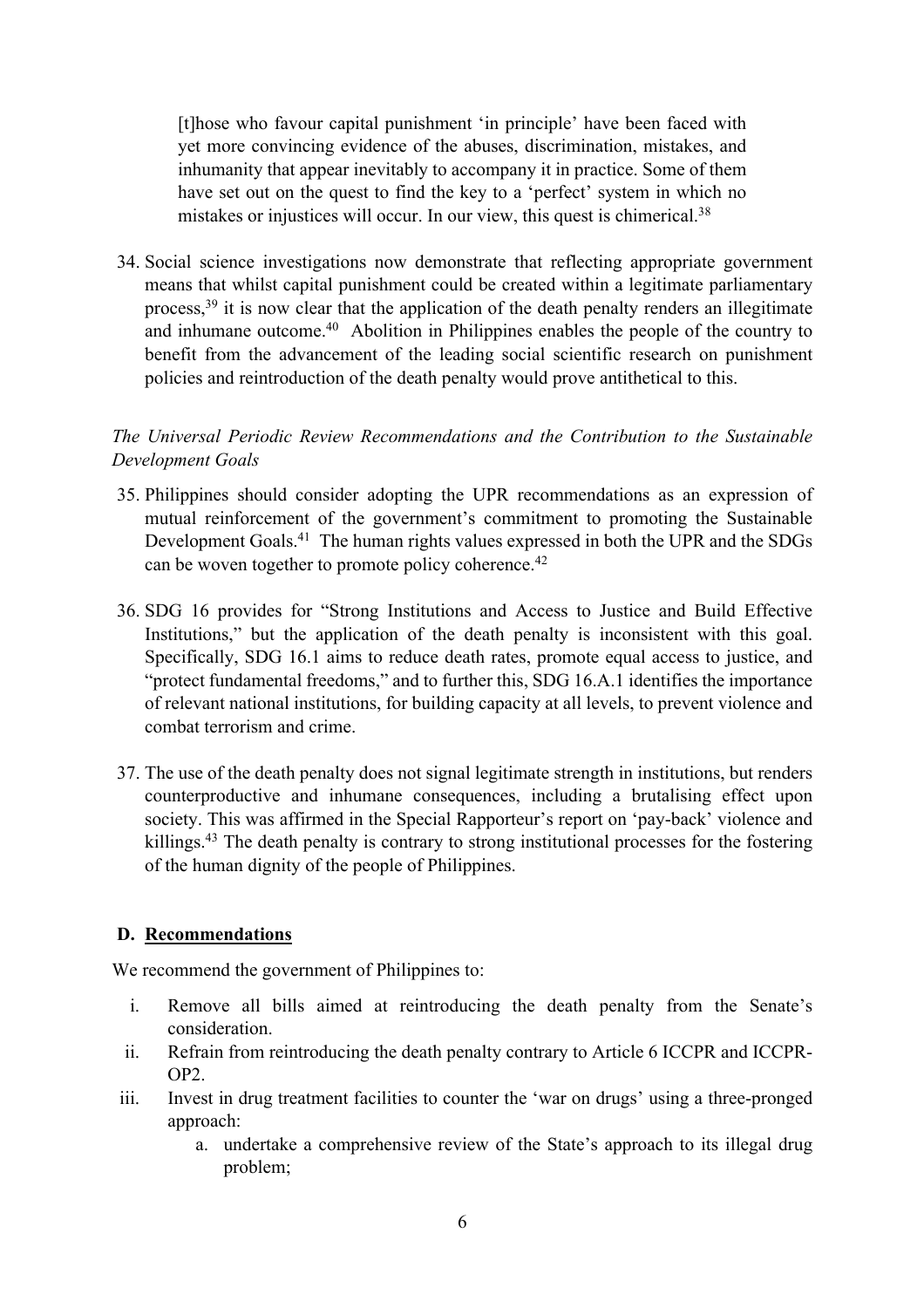> [t]hose who favour capital punishment 'in principle' have been faced with yet more convincing evidence of the abuses, discrimination, mistakes, and inhumanity that appear inevitably to accompany it in practice. Some of them have set out on the quest to find the key to a 'perfect' system in which no mistakes or injustices will occur. In our view, this quest is chimerical.[38]

34. Social science investigations now demonstrate that reflecting appropriate government means that whilst capital punishment could be created within a legitimate parliamentary process,[39] it is now clear that the application of the death penalty renders an illegitimate and inhumane outcome.[40] Abolition in Philippines enables the people of the country to benefit from the advancement of the leading social scientific research on punishment policies and reintroduction of the death penalty would prove antithetical to this.

*The Universal Periodic Review Recommendations and the Contribution to the Sustainable Development Goals*

35. Philippines should consider adopting the UPR recommendations as an expression of mutual reinforcement of the government's commitment to promoting the Sustainable Development Goals.[41] The human rights values expressed in both the UPR and the SDGs can be woven together to promote policy coherence.[42]

36. SDG 16 provides for "Strong Institutions and Access to Justice and Build Effective Institutions," but the application of the death penalty is inconsistent with this goal. Specifically, SDG 16.1 aims to reduce death rates, promote equal access to justice, and "protect fundamental freedoms," and to further this, SDG 16.A.1 identifies the importance of relevant national institutions, for building capacity at all levels, to prevent violence and combat terrorism and crime.

37. The use of the death penalty does not signal legitimate strength in institutions, but renders counterproductive and inhumane consequences, including a brutalising effect upon society. This was affirmed in the Special Rapporteur's report on 'pay-back' violence and killings.[43] The death penalty is contrary to strong institutional processes for the fostering of the human dignity of the people of Philippines.

## D. Recommendations

We recommend the government of Philippines to:

i. Remove all bills aimed at reintroducing the death penalty from the Senate's consideration.
ii. Refrain from reintroducing the death penalty contrary to Article 6 ICCPR and ICCPR-OP2.
iii. Invest in drug treatment facilities to counter the 'war on drugs' using a three-pronged approach:
    a. undertake a comprehensive review of the State's approach to its illegal drug problem;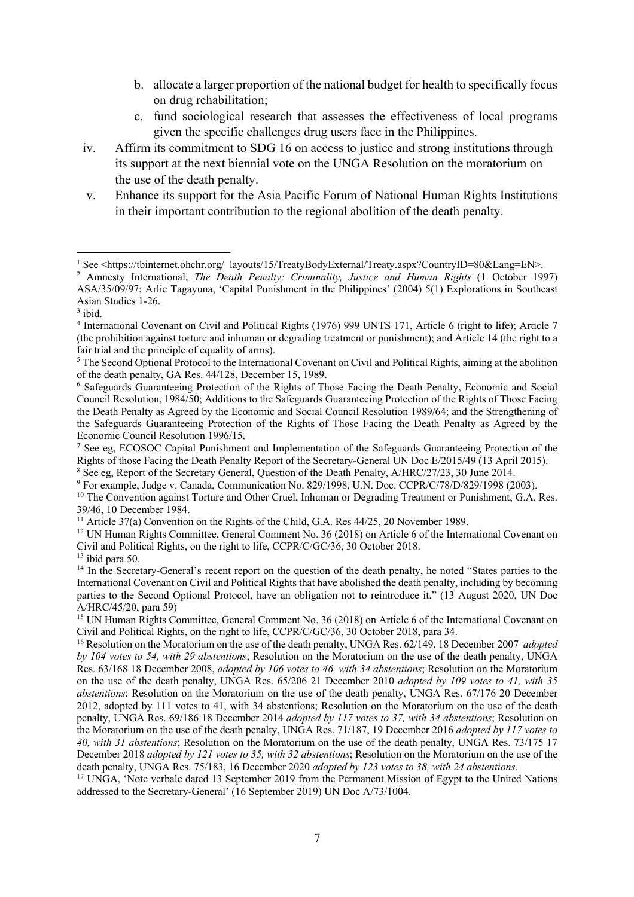b. allocate a larger proportion of the national budget for health to specifically focus on drug rehabilitation;

c. fund sociological research that assesses the effectiveness of local programs given the specific challenges drug users face in the Philippines.

iv. Affirm its commitment to SDG 16 on access to justice and strong institutions through its support at the next biennial vote on the UNGA Resolution on the moratorium on the use of the death penalty.

v. Enhance its support for the Asia Pacific Forum of National Human Rights Institutions in their important contribution to the regional abolition of the death penalty.

---

[1] See <https://tbinternet.ohchr.org/_layouts/15/TreatyBodyExternal/Treaty.aspx?CountryID=80&Lang=EN>.

[2] Amnesty International, *The Death Penalty: Criminality, Justice and Human Rights* (1 October 1997) ASA/35/09/97; Arlie Tagayuna, 'Capital Punishment in the Philippines' (2004) 5(1) Explorations in Southeast Asian Studies 1-26.

[3] ibid.

[4] International Covenant on Civil and Political Rights (1976) 999 UNTS 171, Article 6 (right to life); Article 7 (the prohibition against torture and inhuman or degrading treatment or punishment); and Article 14 (the right to a fair trial and the principle of equality of arms).

[5] The Second Optional Protocol to the International Covenant on Civil and Political Rights, aiming at the abolition of the death penalty, GA Res. 44/128, December 15, 1989.

[6] Safeguards Guaranteeing Protection of the Rights of Those Facing the Death Penalty, Economic and Social Council Resolution, 1984/50; Additions to the Safeguards Guaranteeing Protection of the Rights of Those Facing the Death Penalty as Agreed by the Economic and Social Council Resolution 1989/64; and the Strengthening of the Safeguards Guaranteeing Protection of the Rights of Those Facing the Death Penalty as Agreed by the Economic Council Resolution 1996/15.

[7] See eg, ECOSOC Capital Punishment and Implementation of the Safeguards Guaranteeing Protection of the Rights of those Facing the Death Penalty Report of the Secretary-General UN Doc E/2015/49 (13 April 2015).

[8] See eg, Report of the Secretary General, Question of the Death Penalty, A/HRC/27/23, 30 June 2014.

[9] For example, Judge v. Canada, Communication No. 829/1998, U.N. Doc. CCPR/C/78/D/829/1998 (2003).

[10] The Convention against Torture and Other Cruel, Inhuman or Degrading Treatment or Punishment, G.A. Res. 39/46, 10 December 1984.

[11] Article 37(a) Convention on the Rights of the Child, G.A. Res 44/25, 20 November 1989.

[12] UN Human Rights Committee, General Comment No. 36 (2018) on Article 6 of the International Covenant on Civil and Political Rights, on the right to life, CCPR/C/GC/36, 30 October 2018.

[13] ibid para 50.

[14] In the Secretary-General's recent report on the question of the death penalty, he noted "States parties to the International Covenant on Civil and Political Rights that have abolished the death penalty, including by becoming parties to the Second Optional Protocol, have an obligation not to reintroduce it." (13 August 2020, UN Doc A/HRC/45/20, para 59)

[15] UN Human Rights Committee, General Comment No. 36 (2018) on Article 6 of the International Covenant on Civil and Political Rights, on the right to life, CCPR/C/GC/36, 30 October 2018, para 34.

[16] Resolution on the Moratorium on the use of the death penalty, UNGA Res. 62/149, 18 December 2007 *adopted by 104 votes to 54, with 29 abstentions*; Resolution on the Moratorium on the use of the death penalty, UNGA Res. 63/168 18 December 2008, *adopted by 106 votes to 46, with 34 abstentions*; Resolution on the Moratorium on the use of the death penalty, UNGA Res. 65/206 21 December 2010 *adopted by 109 votes to 41, with 35 abstentions*; Resolution on the Moratorium on the use of the death penalty, UNGA Res. 67/176 20 December 2012, adopted by 111 votes to 41, with 34 abstentions; Resolution on the Moratorium on the use of the death penalty, UNGA Res. 69/186 18 December 2014 *adopted by 117 votes to 37, with 34 abstentions*; Resolution on the Moratorium on the use of the death penalty, UNGA Res. 71/187, 19 December 2016 *adopted by 117 votes to 40, with 31 abstentions*; Resolution on the Moratorium on the use of the death penalty, UNGA Res. 73/175 17 December 2018 *adopted by 121 votes to 35, with 32 abstentions*; Resolution on the Moratorium on the use of the death penalty, UNGA Res. 75/183, 16 December 2020 *adopted by 123 votes to 38, with 24 abstentions*.

[17] UNGA, 'Note verbale dated 13 September 2019 from the Permanent Mission of Egypt to the United Nations addressed to the Secretary-General' (16 September 2019) UN Doc A/73/1004.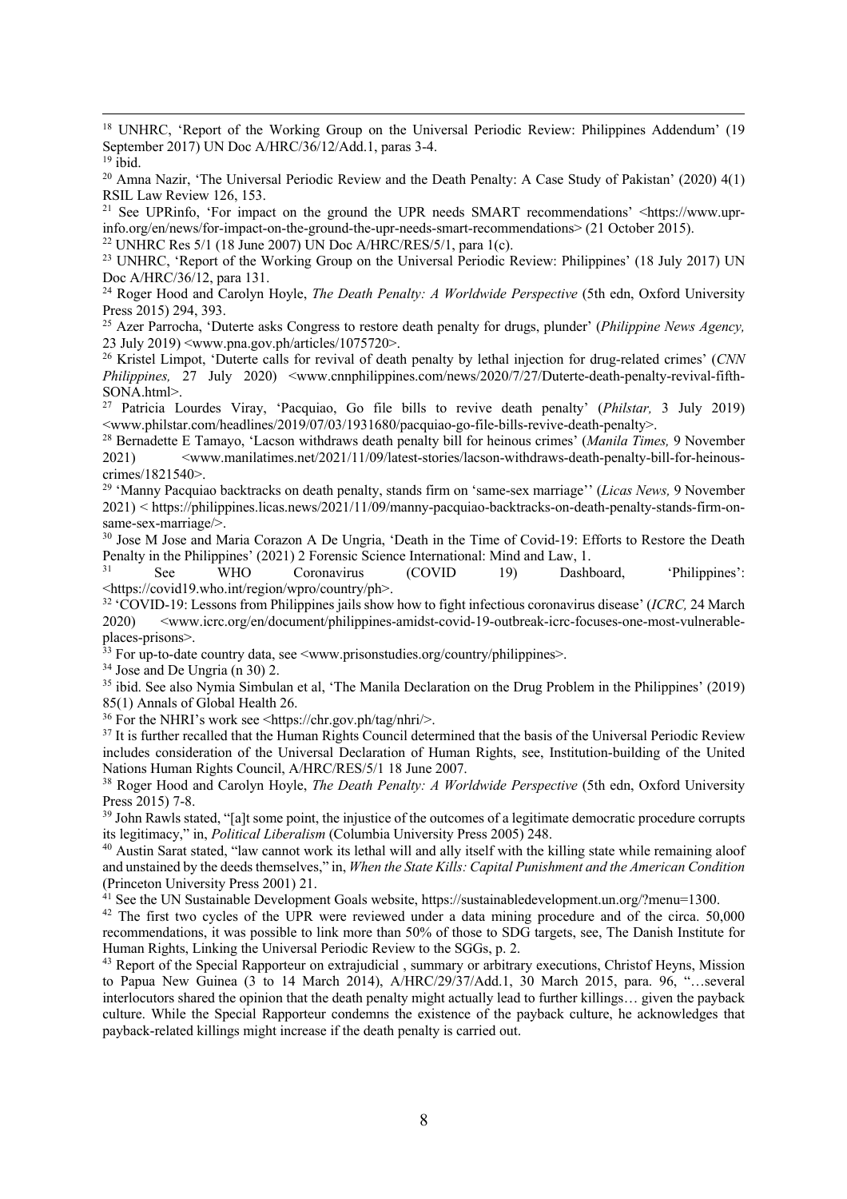[18] UNHRC, 'Report of the Working Group on the Universal Periodic Review: Philippines Addendum' (19 September 2017) UN Doc A/HRC/36/12/Add.1, paras 3-4.

[19] ibid.

[20] Amna Nazir, 'The Universal Periodic Review and the Death Penalty: A Case Study of Pakistan' (2020) 4(1) RSIL Law Review 126, 153.

[21] See UPRinfo, 'For impact on the ground the UPR needs SMART recommendations' <https://www.upr-info.org/en/news/for-impact-on-the-ground-the-upr-needs-smart-recommendations> (21 October 2015).

[22] UNHRC Res 5/1 (18 June 2007) UN Doc A/HRC/RES/5/1, para 1(c).

[23] UNHRC, 'Report of the Working Group on the Universal Periodic Review: Philippines' (18 July 2017) UN Doc A/HRC/36/12, para 131.

[24] Roger Hood and Carolyn Hoyle, *The Death Penalty: A Worldwide Perspective* (5th edn, Oxford University Press 2015) 294, 393.

[25] Azer Parrocha, 'Duterte asks Congress to restore death penalty for drugs, plunder' (*Philippine News Agency,* 23 July 2019) <www.pna.gov.ph/articles/1075720>.

[26] Kristel Limpot, 'Duterte calls for revival of death penalty by lethal injection for drug-related crimes' (*CNN Philippines,* 27 July 2020) <www.cnnphilippines.com/news/2020/7/27/Duterte-death-penalty-revival-fifth-SONA.html>.

[27] Patricia Lourdes Viray, 'Pacquiao, Go file bills to revive death penalty' (*Philstar,* 3 July 2019) <www.philstar.com/headlines/2019/07/03/1931680/pacquiao-go-file-bills-revive-death-penalty>.

[28] Bernadette E Tamayo, 'Lacson withdraws death penalty bill for heinous crimes' (*Manila Times,* 9 November 2021) <www.manilatimes.net/2021/11/09/latest-stories/lacson-withdraws-death-penalty-bill-for-heinous-crimes/1821540>.

[29] 'Manny Pacquiao backtracks on death penalty, stands firm on 'same-sex marriage'' (*Licas News,* 9 November 2021) < https://philippines.licas.news/2021/11/09/manny-pacquiao-backtracks-on-death-penalty-stands-firm-on-same-sex-marriage/>.

[30] Jose M Jose and Maria Corazon A De Ungria, 'Death in the Time of Covid-19: Efforts to Restore the Death Penalty in the Philippines' (2021) 2 Forensic Science International: Mind and Law, 1.

[31] See WHO Coronavirus (COVID 19) Dashboard, 'Philippines': <https://covid19.who.int/region/wpro/country/ph>.

[32] 'COVID-19: Lessons from Philippines jails show how to fight infectious coronavirus disease' (*ICRC,* 24 March 2020) <www.icrc.org/en/document/philippines-amidst-covid-19-outbreak-icrc-focuses-one-most-vulnerable-places-prisons>.

[33] For up-to-date country data, see <www.prisonstudies.org/country/philippines>.

[34] Jose and De Ungria (n 30) 2.

[35] ibid. See also Nymia Simbulan et al, 'The Manila Declaration on the Drug Problem in the Philippines' (2019) 85(1) Annals of Global Health 26.

[36] For the NHRI's work see <https://chr.gov.ph/tag/nhri/>.

[37] It is further recalled that the Human Rights Council determined that the basis of the Universal Periodic Review includes consideration of the Universal Declaration of Human Rights, see, Institution-building of the United Nations Human Rights Council, A/HRC/RES/5/1 18 June 2007.

[38] Roger Hood and Carolyn Hoyle, *The Death Penalty: A Worldwide Perspective* (5th edn, Oxford University Press 2015) 7-8.

[39] John Rawls stated, "[a]t some point, the injustice of the outcomes of a legitimate democratic procedure corrupts its legitimacy," in, *Political Liberalism* (Columbia University Press 2005) 248.

[40] Austin Sarat stated, "law cannot work its lethal will and ally itself with the killing state while remaining aloof and unstained by the deeds themselves," in, *When the State Kills: Capital Punishment and the American Condition* (Princeton University Press 2001) 21.

[41] See the UN Sustainable Development Goals website, https://sustainabledevelopment.un.org/?menu=1300.

[42] The first two cycles of the UPR were reviewed under a data mining procedure and of the circa. 50,000 recommendations, it was possible to link more than 50% of those to SDG targets, see, The Danish Institute for Human Rights, Linking the Universal Periodic Review to the SGGs, p. 2.

[43] Report of the Special Rapporteur on extrajudicial , summary or arbitrary executions, Christof Heyns, Mission to Papua New Guinea (3 to 14 March 2014), A/HRC/29/37/Add.1, 30 March 2015, para. 96, "…several interlocutors shared the opinion that the death penalty might actually lead to further killings… given the payback culture. While the Special Rapporteur condemns the existence of the payback culture, he acknowledges that payback-related killings might increase if the death penalty is carried out.